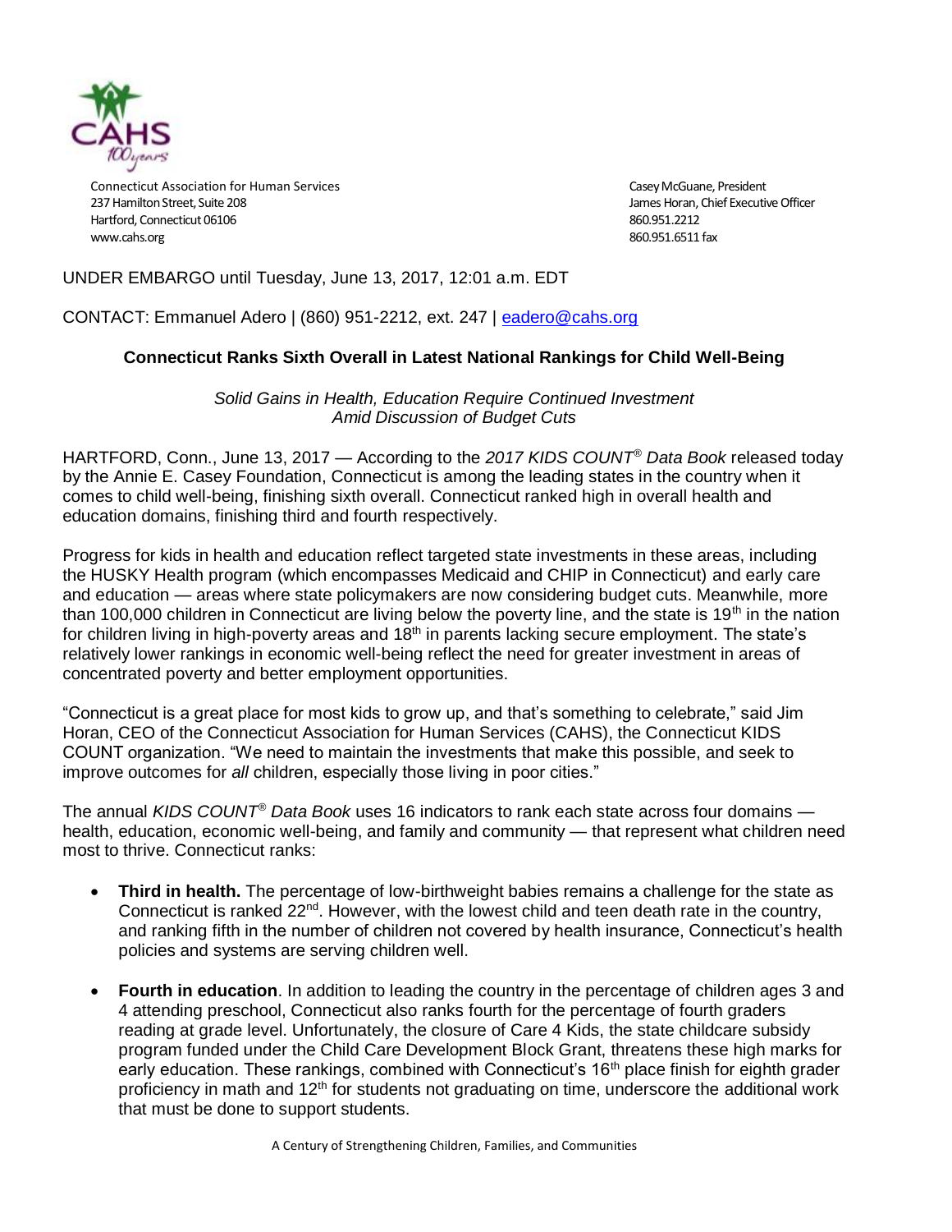Connecticut Association for Human Services
237 Hamilton Street, Suite 208
Hartford, Connecticut 06106
www.cahs.org

Casey McGuane, President
James Horan, Chief Executive Officer
860.951.2212
860.951.6511 fax

UNDER EMBARGO until Tuesday, June 13, 2017, 12:01 a.m. EDT

CONTACT: Emmanuel Adero | (860) 951-2212, ext. 247 | eadero@cahs.org

## Connecticut Ranks Sixth Overall in Latest National Rankings for Child Well-Being

*Solid Gains in Health, Education Require Continued Investment Amid Discussion of Budget Cuts*

HARTFORD, Conn., June 13, 2017 — According to the *2017 KIDS COUNT® Data Book* released today by the Annie E. Casey Foundation, Connecticut is among the leading states in the country when it comes to child well-being, finishing sixth overall. Connecticut ranked high in overall health and education domains, finishing third and fourth respectively.

Progress for kids in health and education reflect targeted state investments in these areas, including the HUSKY Health program (which encompasses Medicaid and CHIP in Connecticut) and early care and education — areas where state policymakers are now considering budget cuts. Meanwhile, more than 100,000 children in Connecticut are living below the poverty line, and the state is 19th in the nation for children living in high-poverty areas and 18th in parents lacking secure employment. The state's relatively lower rankings in economic well-being reflect the need for greater investment in areas of concentrated poverty and better employment opportunities.

"Connecticut is a great place for most kids to grow up, and that's something to celebrate," said Jim Horan, CEO of the Connecticut Association for Human Services (CAHS), the Connecticut KIDS COUNT organization. "We need to maintain the investments that make this possible, and seek to improve outcomes for *all* children, especially those living in poor cities."

The annual *KIDS COUNT® Data Book* uses 16 indicators to rank each state across four domains — health, education, economic well-being, and family and community — that represent what children need most to thrive. Connecticut ranks:

- **Third in health.** The percentage of low-birthweight babies remains a challenge for the state as Connecticut is ranked 22nd. However, with the lowest child and teen death rate in the country, and ranking fifth in the number of children not covered by health insurance, Connecticut's health policies and systems are serving children well.
- **Fourth in education**. In addition to leading the country in the percentage of children ages 3 and 4 attending preschool, Connecticut also ranks fourth for the percentage of fourth graders reading at grade level. Unfortunately, the closure of Care 4 Kids, the state childcare subsidy program funded under the Child Care Development Block Grant, threatens these high marks for early education. These rankings, combined with Connecticut's 16th place finish for eighth grader proficiency in math and 12th for students not graduating on time, underscore the additional work that must be done to support students.

A Century of Strengthening Children, Families, and Communities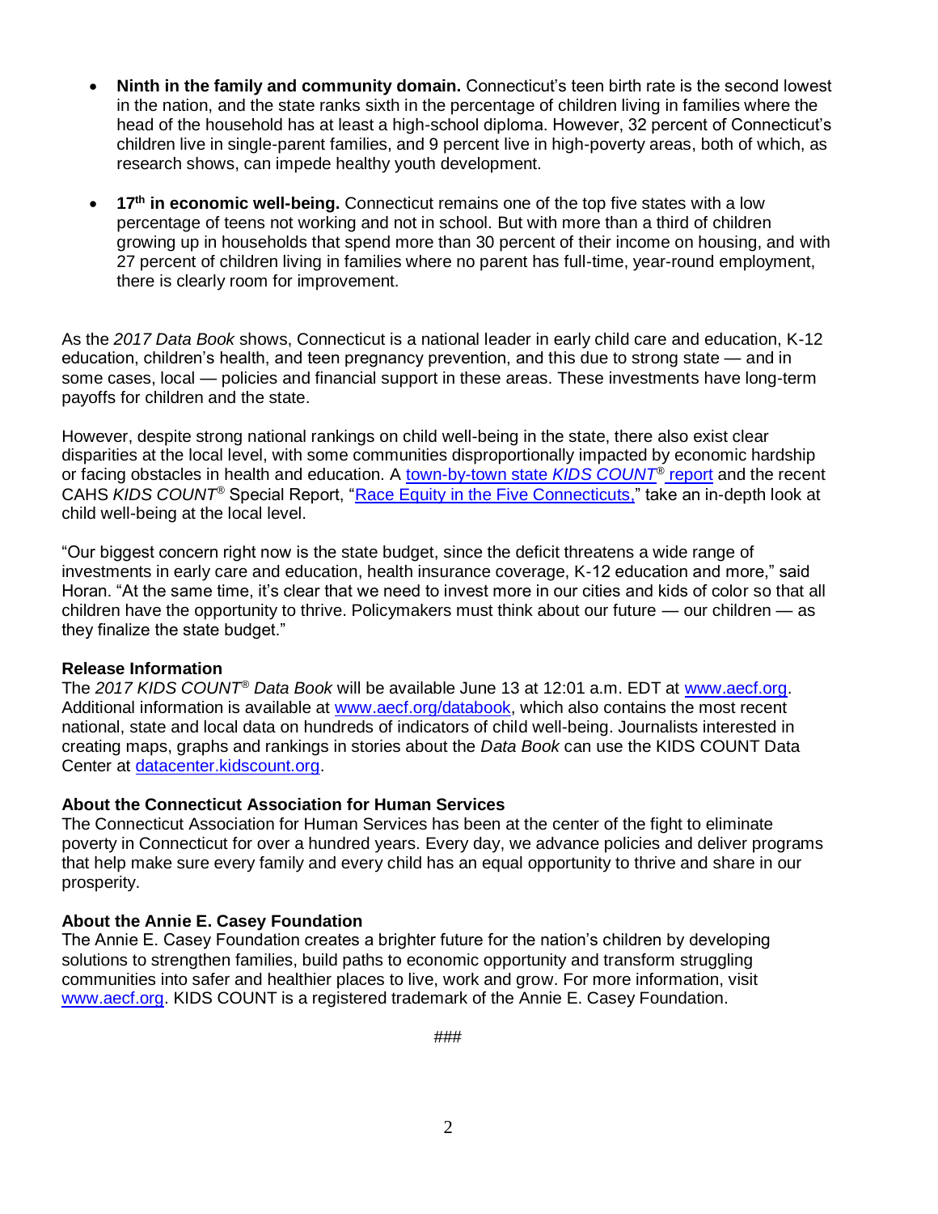- **Ninth in the family and community domain.** Connecticut's teen birth rate is the second lowest in the nation, and the state ranks sixth in the percentage of children living in families where the head of the household has at least a high-school diploma. However, 32 percent of Connecticut's children live in single-parent families, and 9 percent live in high-poverty areas, both of which, as research shows, can impede healthy youth development.

- **17th in economic well-being.** Connecticut remains one of the top five states with a low percentage of teens not working and not in school. But with more than a third of children growing up in households that spend more than 30 percent of their income on housing, and with 27 percent of children living in families where no parent has full-time, year-round employment, there is clearly room for improvement.

As the *2017 Data Book* shows, Connecticut is a national leader in early child care and education, K-12 education, children's health, and teen pregnancy prevention, and this due to strong state — and in some cases, local — policies and financial support in these areas. These investments have long-term payoffs for children and the state.

However, despite strong national rankings on child well-being in the state, there also exist clear disparities at the local level, with some communities disproportionally impacted by economic hardship or facing obstacles in health and education. A town-by-town state *KIDS COUNT*® report and the recent CAHS *KIDS COUNT*® Special Report, "Race Equity in the Five Connecticuts," take an in-depth look at child well-being at the local level.

"Our biggest concern right now is the state budget, since the deficit threatens a wide range of investments in early care and education, health insurance coverage, K-12 education and more," said Horan. "At the same time, it's clear that we need to invest more in our cities and kids of color so that all children have the opportunity to thrive. Policymakers must think about our future — our children — as they finalize the state budget."

**Release Information**
The *2017 KIDS COUNT*® *Data Book* will be available June 13 at 12:01 a.m. EDT at www.aecf.org. Additional information is available at www.aecf.org/databook, which also contains the most recent national, state and local data on hundreds of indicators of child well-being. Journalists interested in creating maps, graphs and rankings in stories about the *Data Book* can use the KIDS COUNT Data Center at datacenter.kidscount.org.

**About the Connecticut Association for Human Services**
The Connecticut Association for Human Services has been at the center of the fight to eliminate poverty in Connecticut for over a hundred years. Every day, we advance policies and deliver programs that help make sure every family and every child has an equal opportunity to thrive and share in our prosperity.

**About the Annie E. Casey Foundation**
The Annie E. Casey Foundation creates a brighter future for the nation's children by developing solutions to strengthen families, build paths to economic opportunity and transform struggling communities into safer and healthier places to live, work and grow. For more information, visit www.aecf.org. KIDS COUNT is a registered trademark of the Annie E. Casey Foundation.

###